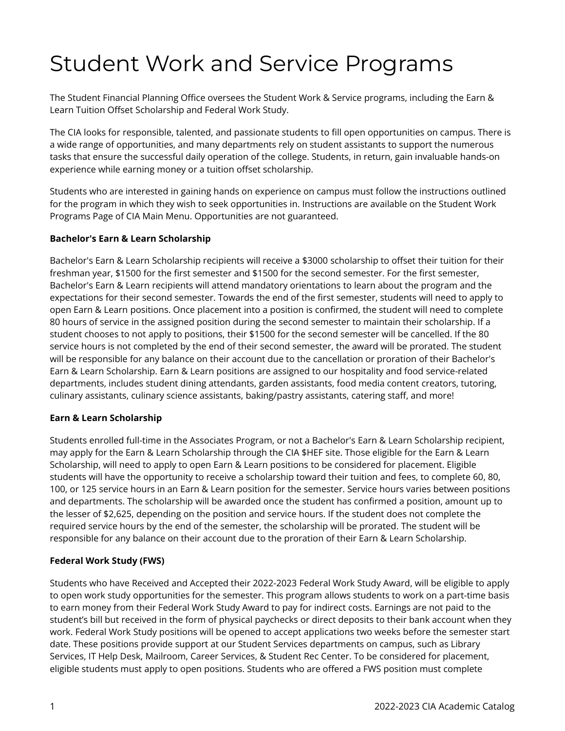# Student Work and Service Programs

The Student Financial Planning Office oversees the Student Work & Service programs, including the Earn & Learn Tuition Offset Scholarship and Federal Work Study.

The CIA looks for responsible, talented, and passionate students to fill open opportunities on campus. There is a wide range of opportunities, and many departments rely on student assistants to support the numerous tasks that ensure the successful daily operation of the college. Students, in return, gain invaluable hands-on experience while earning money or a tuition offset scholarship.

Students who are interested in gaining hands on experience on campus must follow the instructions outlined for the program in which they wish to seek opportunities in. Instructions are available on the Student Work Programs Page of CIA Main Menu. Opportunities are not guaranteed.

**Bachelor's Earn & Learn Scholarship**

Bachelor's Earn & Learn Scholarship recipients will receive a $3000 scholarship to offset their tuition for their freshman year, $1500 for the first semester and $1500 for the second semester. For the first semester, Bachelor's Earn & Learn recipients will attend mandatory orientations to learn about the program and the expectations for their second semester. Towards the end of the first semester, students will need to apply to open Earn & Learn positions. Once placement into a position is confirmed, the student will need to complete 80 hours of service in the assigned position during the second semester to maintain their scholarship. If a student chooses to not apply to positions, their $1500 for the second semester will be cancelled. If the 80 service hours is not completed by the end of their second semester, the award will be prorated. The student will be responsible for any balance on their account due to the cancellation or proration of their Bachelor's Earn & Learn Scholarship. Earn & Learn positions are assigned to our hospitality and food service-related departments, includes student dining attendants, garden assistants, food media content creators, tutoring, culinary assistants, culinary science assistants, baking/pastry assistants, catering staff, and more!

**Earn & Learn Scholarship**

Students enrolled full-time in the Associates Program, or not a Bachelor's Earn & Learn Scholarship recipient, may apply for the Earn & Learn Scholarship through the CIA $HEF site. Those eligible for the Earn & Learn Scholarship, will need to apply to open Earn & Learn positions to be considered for placement. Eligible students will have the opportunity to receive a scholarship toward their tuition and fees, to complete 60, 80, 100, or 125 service hours in an Earn & Learn position for the semester. Service hours varies between positions and departments. The scholarship will be awarded once the student has confirmed a position, amount up to the lesser of $2,625, depending on the position and service hours. If the student does not complete the required service hours by the end of the semester, the scholarship will be prorated. The student will be responsible for any balance on their account due to the proration of their Earn & Learn Scholarship.

**Federal Work Study (FWS)**

Students who have Received and Accepted their 2022-2023 Federal Work Study Award, will be eligible to apply to open work study opportunities for the semester. This program allows students to work on a part-time basis to earn money from their Federal Work Study Award to pay for indirect costs. Earnings are not paid to the student's bill but received in the form of physical paychecks or direct deposits to their bank account when they work. Federal Work Study positions will be opened to accept applications two weeks before the semester start date. These positions provide support at our Student Services departments on campus, such as Library Services, IT Help Desk, Mailroom, Career Services, & Student Rec Center. To be considered for placement, eligible students must apply to open positions. Students who are offered a FWS position must complete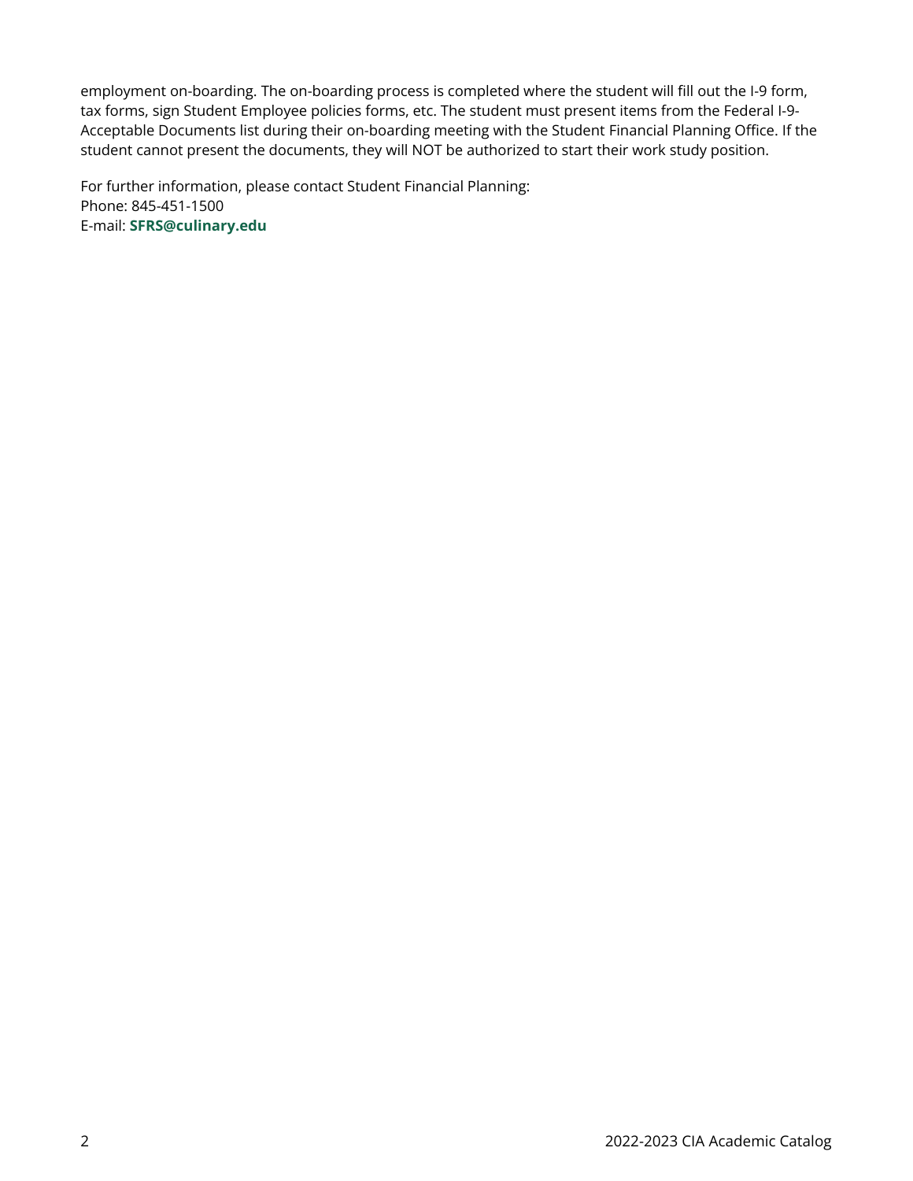employment on-boarding. The on-boarding process is completed where the student will fill out the I-9 form, tax forms, sign Student Employee policies forms, etc. The student must present items from the Federal I-9-Acceptable Documents list during their on-boarding meeting with the Student Financial Planning Office. If the student cannot present the documents, they will NOT be authorized to start their work study position.

For further information, please contact Student Financial Planning:
Phone: 845-451-1500
E-mail: **SFRS@culinary.edu**